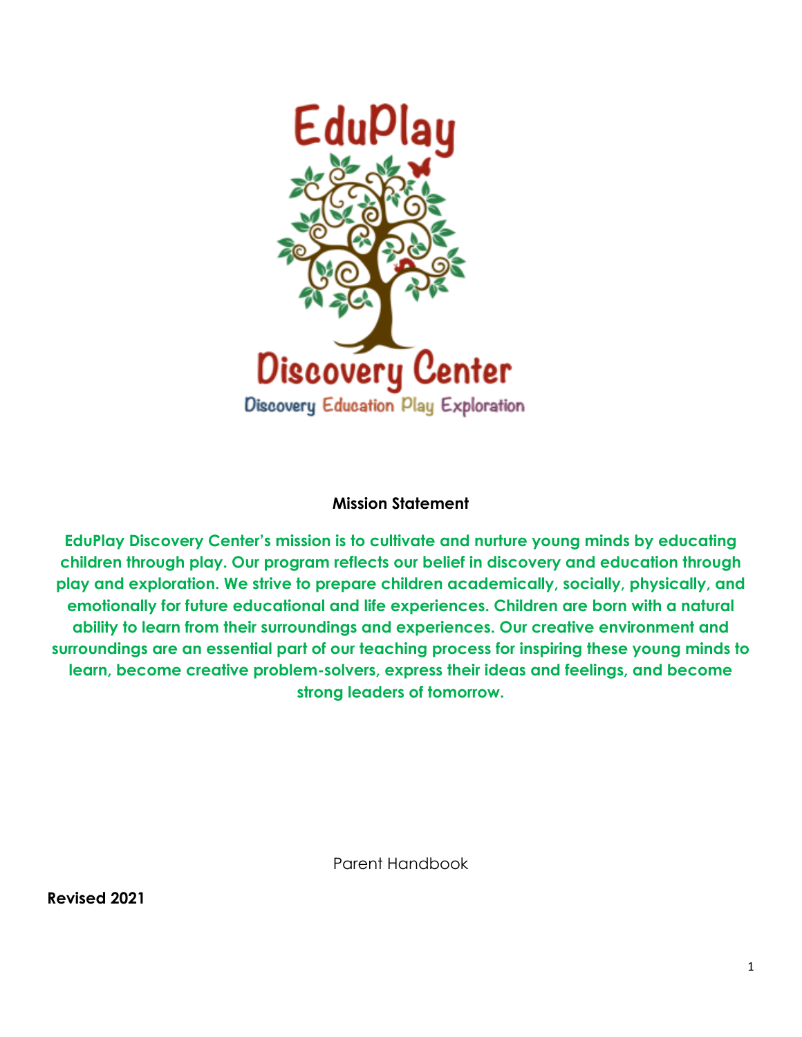EduPlay

Discovery Center

Discovery Education Play Exploration

## Mission Statement

**EduPlay Discovery Center's mission is to cultivate and nurture young minds by educating children through play. Our program reflects our belief in discovery and education through play and exploration. We strive to prepare children academically, socially, physically, and emotionally for future educational and life experiences. Children are born with a natural ability to learn from their surroundings and experiences. Our creative environment and surroundings are an essential part of our teaching process for inspiring these young minds to learn, become creative problem-solvers, express their ideas and feelings, and become strong leaders of tomorrow.**

Parent Handbook

**Revised 2021**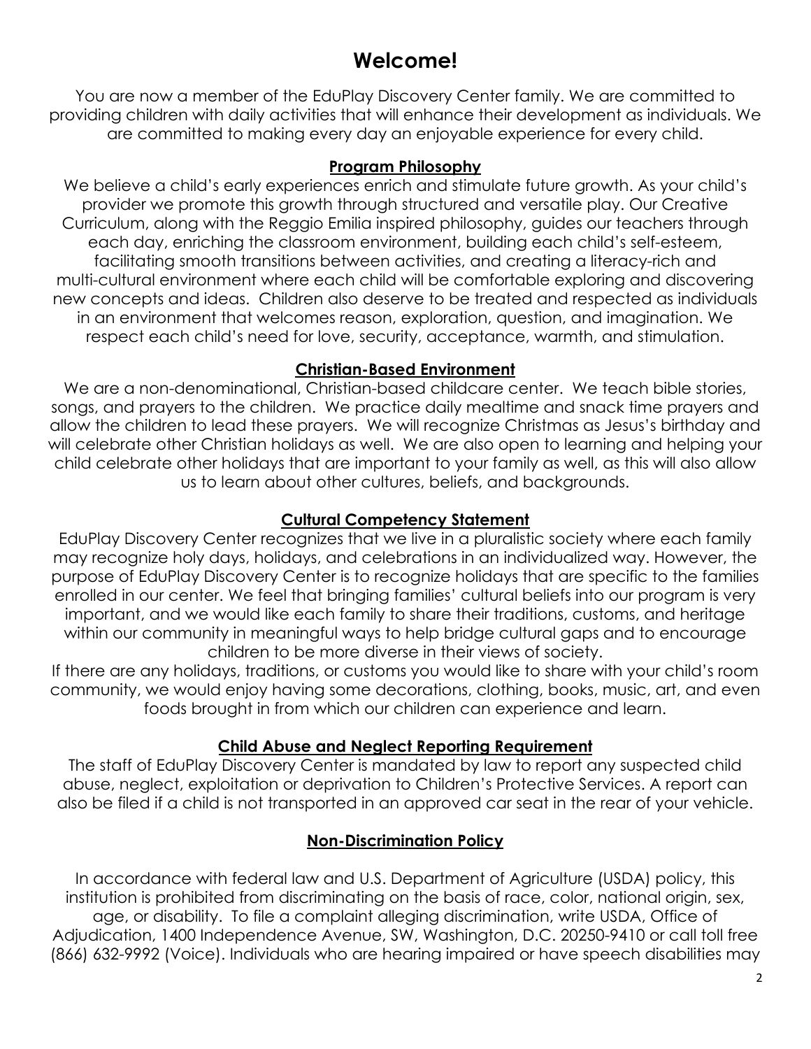# Welcome!

You are now a member of the EduPlay Discovery Center family. We are committed to providing children with daily activities that will enhance their development as individuals. We are committed to making every day an enjoyable experience for every child.

## Program Philosophy

We believe a child's early experiences enrich and stimulate future growth. As your child's provider we promote this growth through structured and versatile play. Our Creative Curriculum, along with the Reggio Emilia inspired philosophy, guides our teachers through each day, enriching the classroom environment, building each child's self-esteem, facilitating smooth transitions between activities, and creating a literacy-rich and multi-cultural environment where each child will be comfortable exploring and discovering new concepts and ideas. Children also deserve to be treated and respected as individuals in an environment that welcomes reason, exploration, question, and imagination. We respect each child's need for love, security, acceptance, warmth, and stimulation.

## Christian-Based Environment

We are a non-denominational, Christian-based childcare center. We teach bible stories, songs, and prayers to the children. We practice daily mealtime and snack time prayers and allow the children to lead these prayers. We will recognize Christmas as Jesus's birthday and will celebrate other Christian holidays as well. We are also open to learning and helping your child celebrate other holidays that are important to your family as well, as this will also allow us to learn about other cultures, beliefs, and backgrounds.

## Cultural Competency Statement

EduPlay Discovery Center recognizes that we live in a pluralistic society where each family may recognize holy days, holidays, and celebrations in an individualized way. However, the purpose of EduPlay Discovery Center is to recognize holidays that are specific to the families enrolled in our center. We feel that bringing families' cultural beliefs into our program is very important, and we would like each family to share their traditions, customs, and heritage within our community in meaningful ways to help bridge cultural gaps and to encourage children to be more diverse in their views of society.

If there are any holidays, traditions, or customs you would like to share with your child's room community, we would enjoy having some decorations, clothing, books, music, art, and even foods brought in from which our children can experience and learn.

## Child Abuse and Neglect Reporting Requirement

The staff of EduPlay Discovery Center is mandated by law to report any suspected child abuse, neglect, exploitation or deprivation to Children's Protective Services. A report can also be filed if a child is not transported in an approved car seat in the rear of your vehicle.

## Non-Discrimination Policy

In accordance with federal law and U.S. Department of Agriculture (USDA) policy, this institution is prohibited from discriminating on the basis of race, color, national origin, sex, age, or disability. To file a complaint alleging discrimination, write USDA, Office of Adjudication, 1400 Independence Avenue, SW, Washington, D.C. 20250-9410 or call toll free (866) 632-9992 (Voice). Individuals who are hearing impaired or have speech disabilities may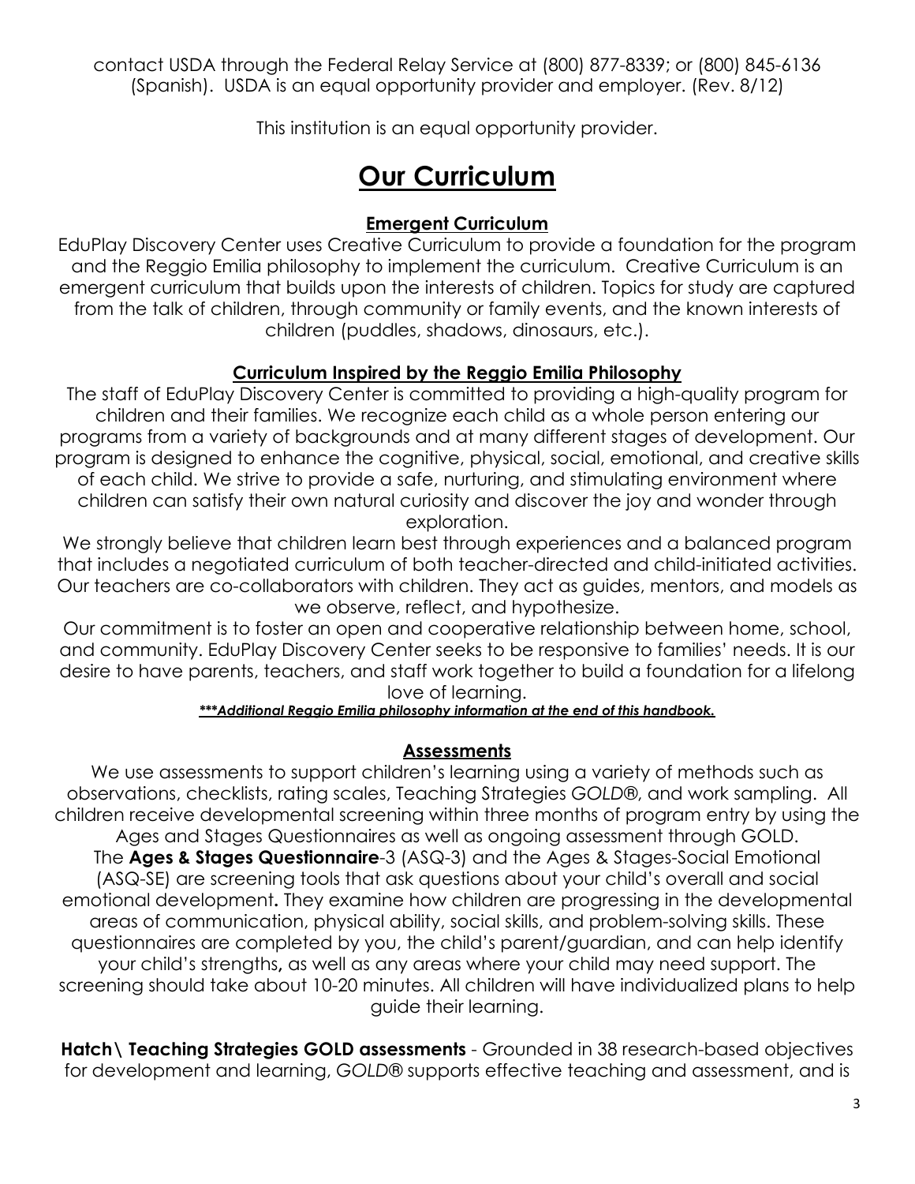contact USDA through the Federal Relay Service at (800) 877-8339; or (800) 845-6136 (Spanish). USDA is an equal opportunity provider and employer. (Rev. 8/12)

This institution is an equal opportunity provider.

# Our Curriculum

## Emergent Curriculum

EduPlay Discovery Center uses Creative Curriculum to provide a foundation for the program and the Reggio Emilia philosophy to implement the curriculum. Creative Curriculum is an emergent curriculum that builds upon the interests of children. Topics for study are captured from the talk of children, through community or family events, and the known interests of children (puddles, shadows, dinosaurs, etc.).

## Curriculum Inspired by the Reggio Emilia Philosophy

The staff of EduPlay Discovery Center is committed to providing a high-quality program for children and their families. We recognize each child as a whole person entering our programs from a variety of backgrounds and at many different stages of development. Our program is designed to enhance the cognitive, physical, social, emotional, and creative skills of each child. We strive to provide a safe, nurturing, and stimulating environment where children can satisfy their own natural curiosity and discover the joy and wonder through exploration.

We strongly believe that children learn best through experiences and a balanced program that includes a negotiated curriculum of both teacher-directed and child-initiated activities. Our teachers are co-collaborators with children. They act as guides, mentors, and models as we observe, reflect, and hypothesize.

Our commitment is to foster an open and cooperative relationship between home, school, and community. EduPlay Discovery Center seeks to be responsive to families' needs. It is our desire to have parents, teachers, and staff work together to build a foundation for a lifelong love of learning.

***Additional Reggio Emilia philosophy information at the end of this handbook.***

## Assessments

We use assessments to support children's learning using a variety of methods such as observations, checklists, rating scales, Teaching Strategies *GOLD*®, and work sampling. All children receive developmental screening within three months of program entry by using the Ages and Stages Questionnaires as well as ongoing assessment through GOLD.

The **Ages & Stages Questionnaire**-3 (ASQ-3) and the Ages & Stages-Social Emotional (ASQ-SE) are screening tools that ask questions about your child's overall and social emotional development**.** They examine how children are progressing in the developmental areas of communication, physical ability, social skills, and problem-solving skills. These questionnaires are completed by you, the child's parent/guardian, and can help identify your child's strengths**,** as well as any areas where your child may need support. The screening should take about 10-20 minutes. All children will have individualized plans to help guide their learning.

**Hatch\ Teaching Strategies GOLD assessments** - Grounded in 38 research-based objectives for development and learning, *GOLD*® supports effective teaching and assessment, and is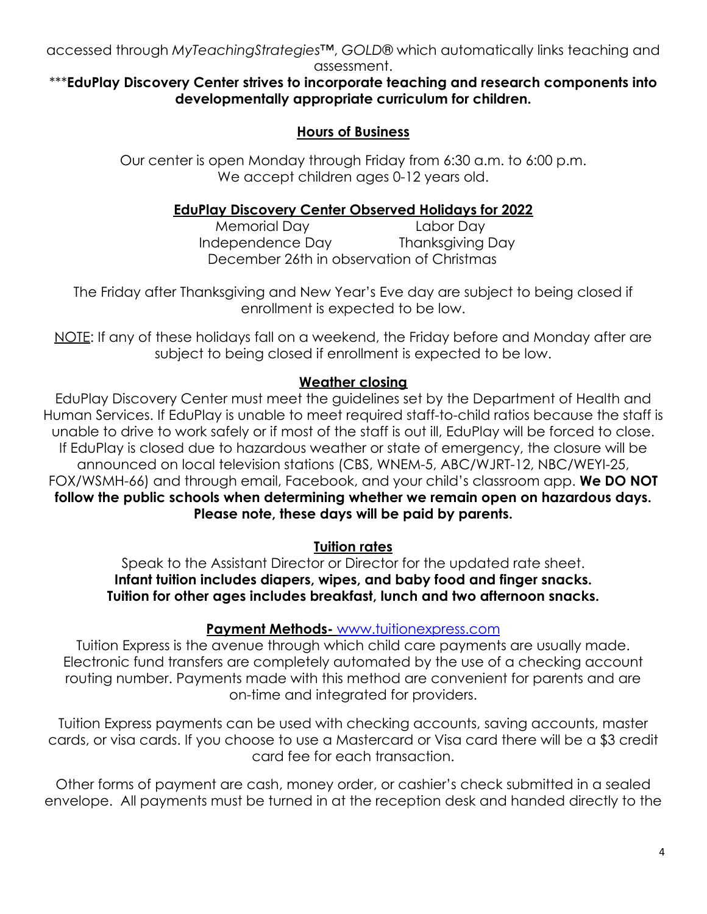accessed through *MyTeachingStrategies™, GOLD®* which automatically links teaching and assessment.

***__EduPlay Discovery Center strives to incorporate teaching and research components into developmentally appropriate curriculum for children.__

## Hours of Business

Our center is open Monday through Friday from 6:30 a.m. to 6:00 p.m.
We accept children ages 0-12 years old.

## EduPlay Discovery Center Observed Holidays for 2022

Memorial Day Labor Day
Independence Day Thanksgiving Day
December 26th in observation of Christmas

The Friday after Thanksgiving and New Year's Eve day are subject to being closed if enrollment is expected to be low.

NOTE: If any of these holidays fall on a weekend, the Friday before and Monday after are subject to being closed if enrollment is expected to be low.

## Weather closing

EduPlay Discovery Center must meet the guidelines set by the Department of Health and Human Services. If EduPlay is unable to meet required staff-to-child ratios because the staff is unable to drive to work safely or if most of the staff is out ill, EduPlay will be forced to close. If EduPlay is closed due to hazardous weather or state of emergency, the closure will be announced on local television stations (CBS, WNEM-5, ABC/WJRT-12, NBC/WEYI-25, FOX/WSMH-66) and through email, Facebook, and your child's classroom app. **We DO NOT follow the public schools when determining whether we remain open on hazardous days. Please note, these days will be paid by parents.**

## Tuition rates

Speak to the Assistant Director or Director for the updated rate sheet.
**Infant tuition includes diapers, wipes, and baby food and finger snacks.**
**Tuition for other ages includes breakfast, lunch and two afternoon snacks.**

## Payment Methods- www.tuitionexpress.com

Tuition Express is the avenue through which child care payments are usually made. Electronic fund transfers are completely automated by the use of a checking account routing number. Payments made with this method are convenient for parents and are on-time and integrated for providers.

Tuition Express payments can be used with checking accounts, saving accounts, master cards, or visa cards. If you choose to use a Mastercard or Visa card there will be a $3 credit card fee for each transaction.

Other forms of payment are cash, money order, or cashier's check submitted in a sealed envelope. All payments must be turned in at the reception desk and handed directly to the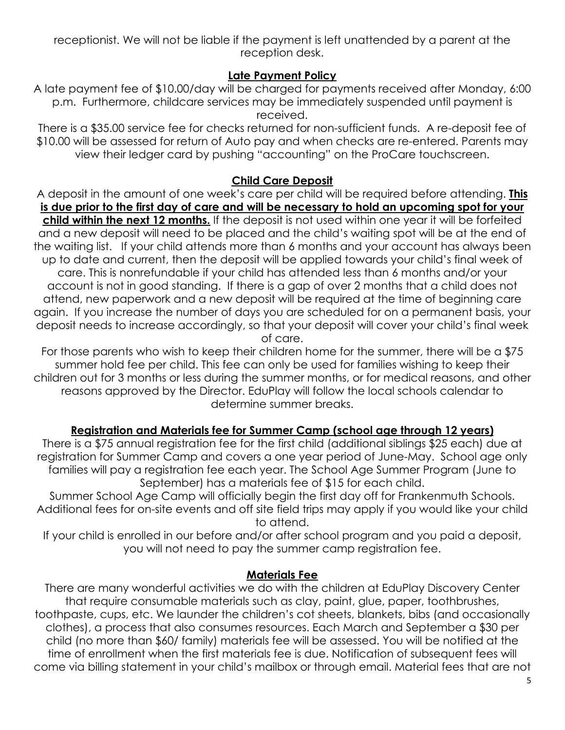receptionist. We will not be liable if the payment is left unattended by a parent at the reception desk.

## Late Payment Policy

A late payment fee of $10.00/day will be charged for payments received after Monday, 6:00 p.m. Furthermore, childcare services may be immediately suspended until payment is received.

There is a $35.00 service fee for checks returned for non-sufficient funds. A re-deposit fee of $10.00 will be assessed for return of Auto pay and when checks are re-entered. Parents may view their ledger card by pushing "accounting" on the ProCare touchscreen.

## Child Care Deposit

A deposit in the amount of one week's care per child will be required before attending. **This is due prior to the first day of care and will be necessary to hold an upcoming spot for your child within the next 12 months.** If the deposit is not used within one year it will be forfeited and a new deposit will need to be placed and the child's waiting spot will be at the end of the waiting list. If your child attends more than 6 months and your account has always been up to date and current, then the deposit will be applied towards your child's final week of care. This is nonrefundable if your child has attended less than 6 months and/or your account is not in good standing. If there is a gap of over 2 months that a child does not attend, new paperwork and a new deposit will be required at the time of beginning care again. If you increase the number of days you are scheduled for on a permanent basis, your deposit needs to increase accordingly, so that your deposit will cover your child's final week of care.

For those parents who wish to keep their children home for the summer, there will be a $75 summer hold fee per child. This fee can only be used for families wishing to keep their children out for 3 months or less during the summer months, or for medical reasons, and other reasons approved by the Director. EduPlay will follow the local schools calendar to determine summer breaks.

## Registration and Materials fee for Summer Camp (school age through 12 years)

There is a $75 annual registration fee for the first child (additional siblings $25 each) due at registration for Summer Camp and covers a one year period of June-May. School age only families will pay a registration fee each year. The School Age Summer Program (June to September) has a materials fee of $15 for each child.

Summer School Age Camp will officially begin the first day off for Frankenmuth Schools. Additional fees for on-site events and off site field trips may apply if you would like your child to attend.

If your child is enrolled in our before and/or after school program and you paid a deposit, you will not need to pay the summer camp registration fee.

## Materials Fee

There are many wonderful activities we do with the children at EduPlay Discovery Center that require consumable materials such as clay, paint, glue, paper, toothbrushes, toothpaste, cups, etc. We launder the children's cot sheets, blankets, bibs (and occasionally clothes), a process that also consumes resources. Each March and September a $30 per child (no more than $60/ family) materials fee will be assessed. You will be notified at the time of enrollment when the first materials fee is due. Notification of subsequent fees will come via billing statement in your child's mailbox or through email. Material fees that are not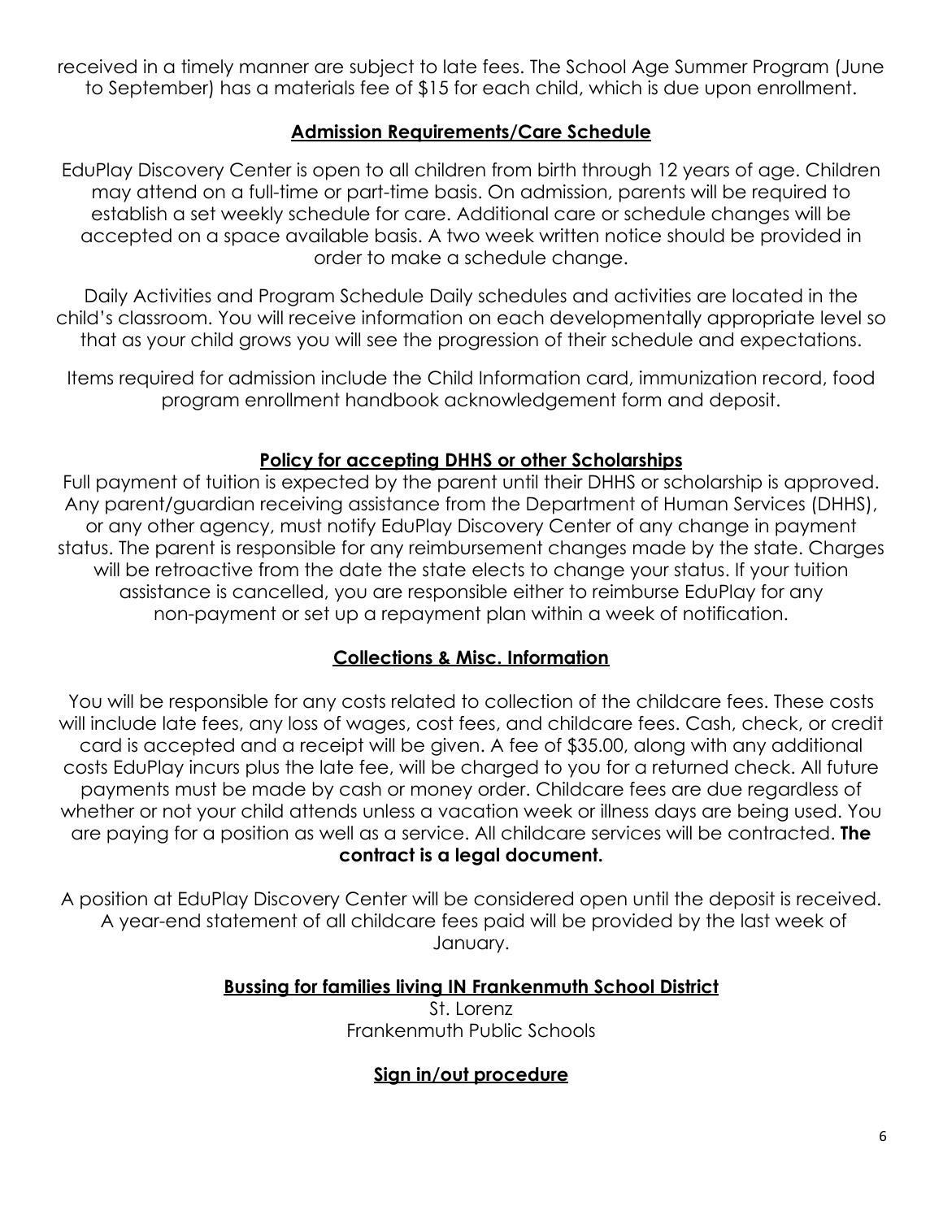received in a timely manner are subject to late fees. The School Age Summer Program (June to September) has a materials fee of $15 for each child, which is due upon enrollment.

## Admission Requirements/Care Schedule

EduPlay Discovery Center is open to all children from birth through 12 years of age. Children may attend on a full-time or part-time basis. On admission, parents will be required to establish a set weekly schedule for care. Additional care or schedule changes will be accepted on a space available basis. A two week written notice should be provided in order to make a schedule change.

Daily Activities and Program Schedule Daily schedules and activities are located in the child's classroom. You will receive information on each developmentally appropriate level so that as your child grows you will see the progression of their schedule and expectations.

Items required for admission include the Child Information card, immunization record, food program enrollment handbook acknowledgement form and deposit.

## Policy for accepting DHHS or other Scholarships

Full payment of tuition is expected by the parent until their DHHS or scholarship is approved. Any parent/guardian receiving assistance from the Department of Human Services (DHHS), or any other agency, must notify EduPlay Discovery Center of any change in payment status. The parent is responsible for any reimbursement changes made by the state. Charges will be retroactive from the date the state elects to change your status. If your tuition assistance is cancelled, you are responsible either to reimburse EduPlay for any non-payment or set up a repayment plan within a week of notification.

## Collections & Misc. Information

You will be responsible for any costs related to collection of the childcare fees. These costs will include late fees, any loss of wages, cost fees, and childcare fees. Cash, check, or credit card is accepted and a receipt will be given. A fee of $35.00, along with any additional costs EduPlay incurs plus the late fee, will be charged to you for a returned check. All future payments must be made by cash or money order. Childcare fees are due regardless of whether or not your child attends unless a vacation week or illness days are being used. You are paying for a position as well as a service. All childcare services will be contracted. **The contract is a legal document.**

A position at EduPlay Discovery Center will be considered open until the deposit is received. A year-end statement of all childcare fees paid will be provided by the last week of January.

## Bussing for families living IN Frankenmuth School District

St. Lorenz
Frankenmuth Public Schools

## Sign in/out procedure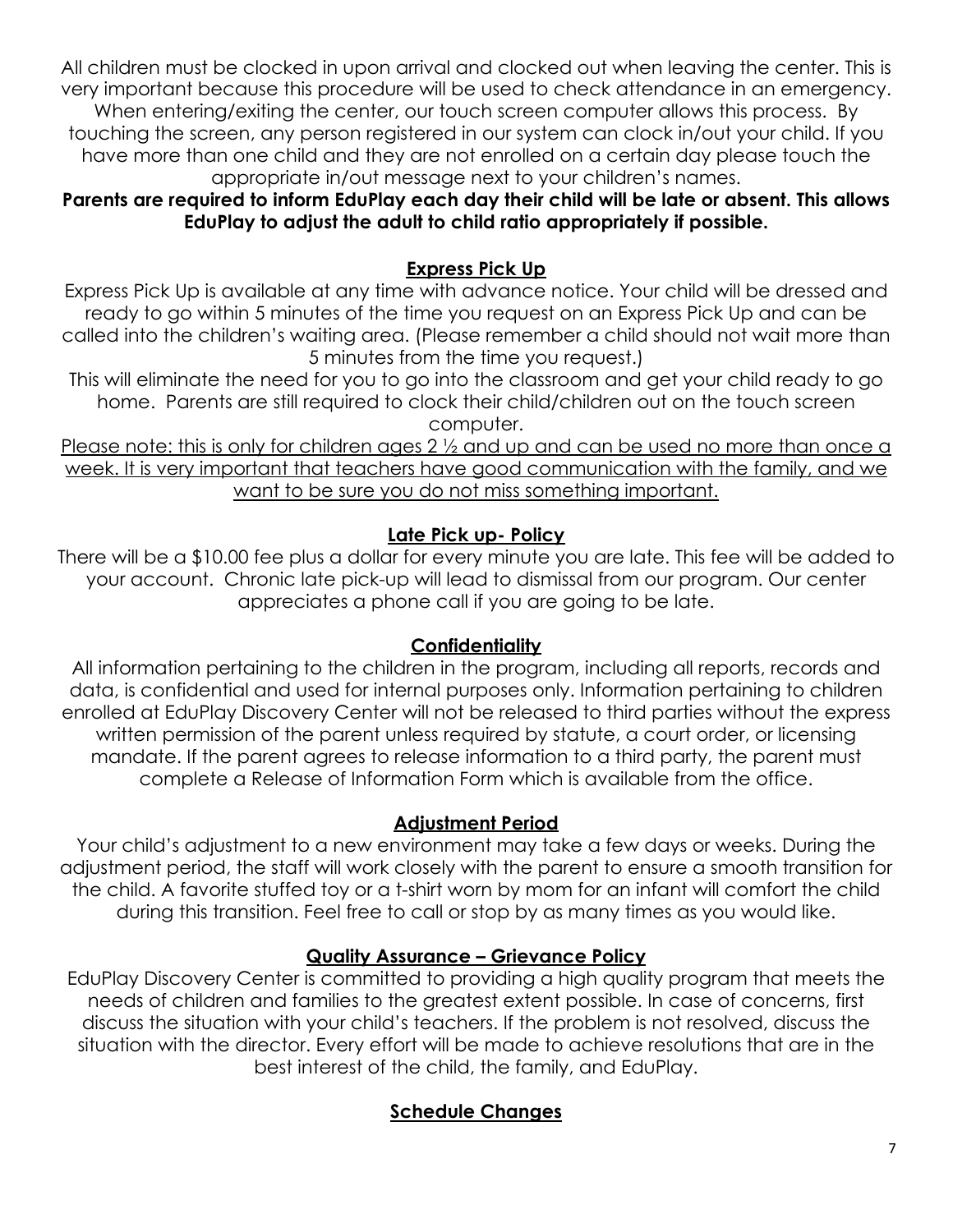All children must be clocked in upon arrival and clocked out when leaving the center. This is very important because this procedure will be used to check attendance in an emergency. When entering/exiting the center, our touch screen computer allows this process. By touching the screen, any person registered in our system can clock in/out your child. If you have more than one child and they are not enrolled on a certain day please touch the appropriate in/out message next to your children's names.

**Parents are required to inform EduPlay each day their child will be late or absent. This allows EduPlay to adjust the adult to child ratio appropriately if possible.**

## Express Pick Up

Express Pick Up is available at any time with advance notice. Your child will be dressed and ready to go within 5 minutes of the time you request on an Express Pick Up and can be called into the children's waiting area. (Please remember a child should not wait more than 5 minutes from the time you request.)

This will eliminate the need for you to go into the classroom and get your child ready to go home. Parents are still required to clock their child/children out on the touch screen computer.

Please note: this is only for children ages 2 ½ and up and can be used no more than once a week. It is very important that teachers have good communication with the family, and we want to be sure you do not miss something important.

## Late Pick up- Policy

There will be a $10.00 fee plus a dollar for every minute you are late. This fee will be added to your account. Chronic late pick-up will lead to dismissal from our program. Our center appreciates a phone call if you are going to be late.

## Confidentiality

All information pertaining to the children in the program, including all reports, records and data, is confidential and used for internal purposes only. Information pertaining to children enrolled at EduPlay Discovery Center will not be released to third parties without the express written permission of the parent unless required by statute, a court order, or licensing mandate. If the parent agrees to release information to a third party, the parent must complete a Release of Information Form which is available from the office.

## Adjustment Period

Your child's adjustment to a new environment may take a few days or weeks. During the adjustment period, the staff will work closely with the parent to ensure a smooth transition for the child. A favorite stuffed toy or a t-shirt worn by mom for an infant will comfort the child during this transition. Feel free to call or stop by as many times as you would like.

## Quality Assurance – Grievance Policy

EduPlay Discovery Center is committed to providing a high quality program that meets the needs of children and families to the greatest extent possible. In case of concerns, first discuss the situation with your child's teachers. If the problem is not resolved, discuss the situation with the director. Every effort will be made to achieve resolutions that are in the best interest of the child, the family, and EduPlay.

## Schedule Changes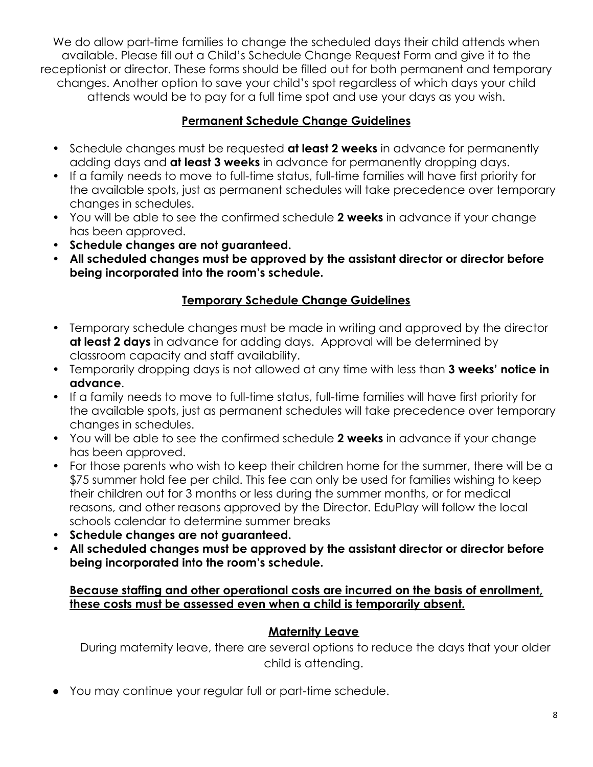We do allow part-time families to change the scheduled days their child attends when available. Please fill out a Child's Schedule Change Request Form and give it to the receptionist or director. These forms should be filled out for both permanent and temporary changes. Another option to save your child's spot regardless of which days your child attends would be to pay for a full time spot and use your days as you wish.

## Permanent Schedule Change Guidelines

- Schedule changes must be requested **at least 2 weeks** in advance for permanently adding days and **at least 3 weeks** in advance for permanently dropping days.
- If a family needs to move to full-time status, full-time families will have first priority for the available spots, just as permanent schedules will take precedence over temporary changes in schedules.
- You will be able to see the confirmed schedule **2 weeks** in advance if your change has been approved.
- **Schedule changes are not guaranteed.**
- **All scheduled changes must be approved by the assistant director or director before being incorporated into the room's schedule.**

## Temporary Schedule Change Guidelines

- Temporary schedule changes must be made in writing and approved by the director **at least 2 days** in advance for adding days. Approval will be determined by classroom capacity and staff availability.
- Temporarily dropping days is not allowed at any time with less than **3 weeks' notice in advance**.
- If a family needs to move to full-time status, full-time families will have first priority for the available spots, just as permanent schedules will take precedence over temporary changes in schedules.
- You will be able to see the confirmed schedule **2 weeks** in advance if your change has been approved.
- For those parents who wish to keep their children home for the summer, there will be a $75 summer hold fee per child. This fee can only be used for families wishing to keep their children out for 3 months or less during the summer months, or for medical reasons, and other reasons approved by the Director. EduPlay will follow the local schools calendar to determine summer breaks
- **Schedule changes are not guaranteed.**
- **All scheduled changes must be approved by the assistant director or director before being incorporated into the room's schedule.**

**Because staffing and other operational costs are incurred on the basis of enrollment, these costs must be assessed even when a child is temporarily absent.**

## Maternity Leave

During maternity leave, there are several options to reduce the days that your older child is attending.

- You may continue your regular full or part-time schedule.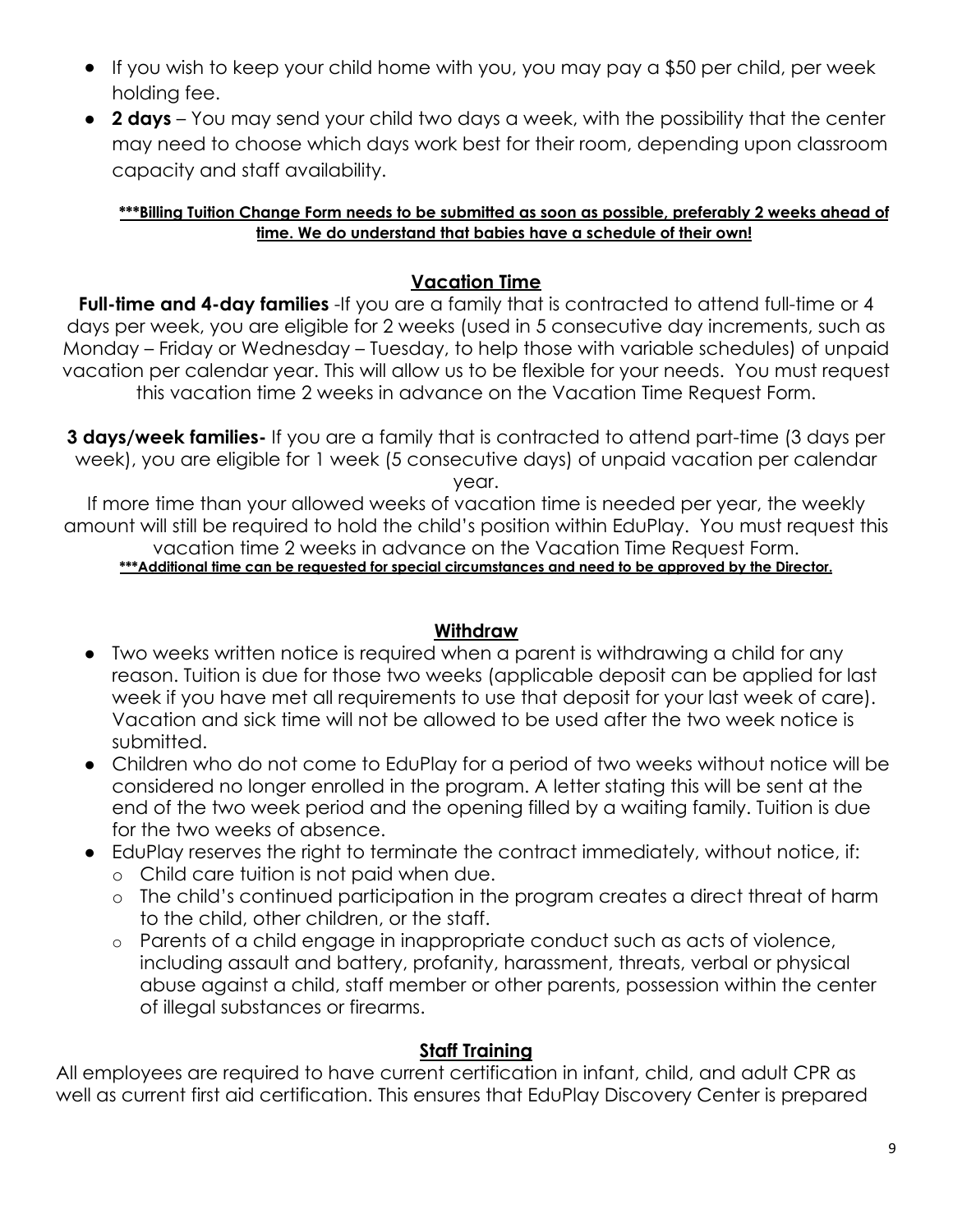- If you wish to keep your child home with you, you may pay a $50 per child, per week holding fee.
- **2 days** – You may send your child two days a week, with the possibility that the center may need to choose which days work best for their room, depending upon classroom capacity and staff availability.

**\*\*\*Billing Tuition Change Form needs to be submitted as soon as possible, preferably 2 weeks ahead of time. We do understand that babies have a schedule of their own!**

## Vacation Time

**Full-time and 4-day families** -If you are a family that is contracted to attend full-time or 4 days per week, you are eligible for 2 weeks (used in 5 consecutive day increments, such as Monday – Friday or Wednesday – Tuesday, to help those with variable schedules) of unpaid vacation per calendar year. This will allow us to be flexible for your needs. You must request this vacation time 2 weeks in advance on the Vacation Time Request Form.

**3 days/week families-** If you are a family that is contracted to attend part-time (3 days per week), you are eligible for 1 week (5 consecutive days) of unpaid vacation per calendar year.

If more time than your allowed weeks of vacation time is needed per year, the weekly amount will still be required to hold the child's position within EduPlay. You must request this vacation time 2 weeks in advance on the Vacation Time Request Form.

**\*\*\*Additional time can be requested for special circumstances and need to be approved by the Director.**

## Withdraw

- Two weeks written notice is required when a parent is withdrawing a child for any reason. Tuition is due for those two weeks (applicable deposit can be applied for last week if you have met all requirements to use that deposit for your last week of care). Vacation and sick time will not be allowed to be used after the two week notice is submitted.
- Children who do not come to EduPlay for a period of two weeks without notice will be considered no longer enrolled in the program. A letter stating this will be sent at the end of the two week period and the opening filled by a waiting family. Tuition is due for the two weeks of absence.
- EduPlay reserves the right to terminate the contract immediately, without notice, if:
  - Child care tuition is not paid when due.
  - The child's continued participation in the program creates a direct threat of harm to the child, other children, or the staff.
  - Parents of a child engage in inappropriate conduct such as acts of violence, including assault and battery, profanity, harassment, threats, verbal or physical abuse against a child, staff member or other parents, possession within the center of illegal substances or firearms.

## Staff Training

All employees are required to have current certification in infant, child, and adult CPR as well as current first aid certification. This ensures that EduPlay Discovery Center is prepared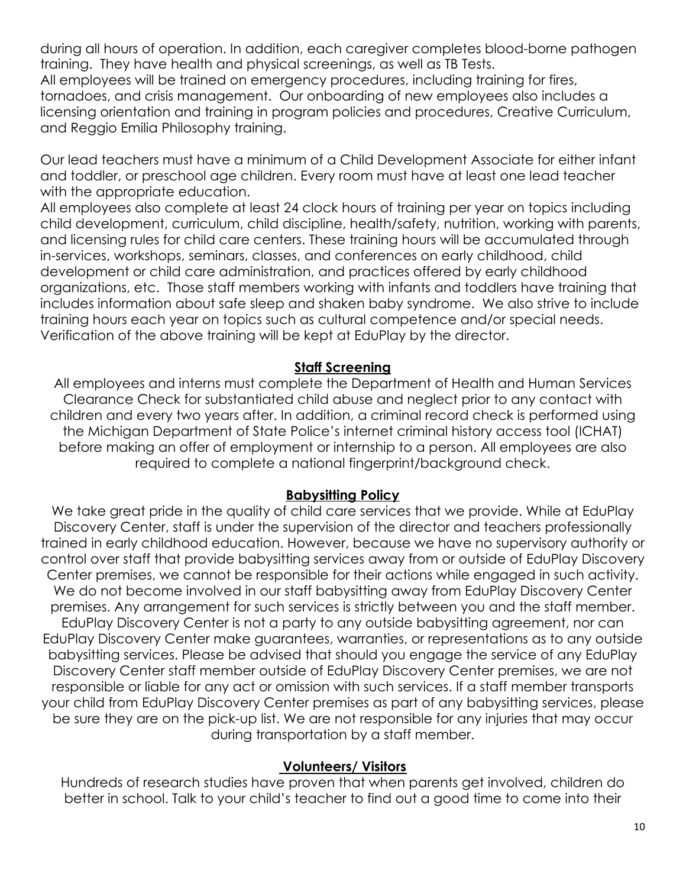during all hours of operation. In addition, each caregiver completes blood-borne pathogen training. They have health and physical screenings, as well as TB Tests.
All employees will be trained on emergency procedures, including training for fires, tornadoes, and crisis management. Our onboarding of new employees also includes a licensing orientation and training in program policies and procedures, Creative Curriculum, and Reggio Emilia Philosophy training.

Our lead teachers must have a minimum of a Child Development Associate for either infant and toddler, or preschool age children. Every room must have at least one lead teacher with the appropriate education.
All employees also complete at least 24 clock hours of training per year on topics including child development, curriculum, child discipline, health/safety, nutrition, working with parents, and licensing rules for child care centers. These training hours will be accumulated through in-services, workshops, seminars, classes, and conferences on early childhood, child development or child care administration, and practices offered by early childhood organizations, etc. Those staff members working with infants and toddlers have training that includes information about safe sleep and shaken baby syndrome. We also strive to include training hours each year on topics such as cultural competence and/or special needs. Verification of the above training will be kept at EduPlay by the director.

## Staff Screening

All employees and interns must complete the Department of Health and Human Services Clearance Check for substantiated child abuse and neglect prior to any contact with children and every two years after. In addition, a criminal record check is performed using the Michigan Department of State Police's internet criminal history access tool (ICHAT) before making an offer of employment or internship to a person. All employees are also required to complete a national fingerprint/background check.

## Babysitting Policy

We take great pride in the quality of child care services that we provide. While at EduPlay Discovery Center, staff is under the supervision of the director and teachers professionally trained in early childhood education. However, because we have no supervisory authority or control over staff that provide babysitting services away from or outside of EduPlay Discovery Center premises, we cannot be responsible for their actions while engaged in such activity. We do not become involved in our staff babysitting away from EduPlay Discovery Center premises. Any arrangement for such services is strictly between you and the staff member. EduPlay Discovery Center is not a party to any outside babysitting agreement, nor can EduPlay Discovery Center make guarantees, warranties, or representations as to any outside babysitting services. Please be advised that should you engage the service of any EduPlay Discovery Center staff member outside of EduPlay Discovery Center premises, we are not responsible or liable for any act or omission with such services. If a staff member transports your child from EduPlay Discovery Center premises as part of any babysitting services, please be sure they are on the pick-up list. We are not responsible for any injuries that may occur during transportation by a staff member.

## Volunteers/ Visitors

Hundreds of research studies have proven that when parents get involved, children do better in school. Talk to your child's teacher to find out a good time to come into their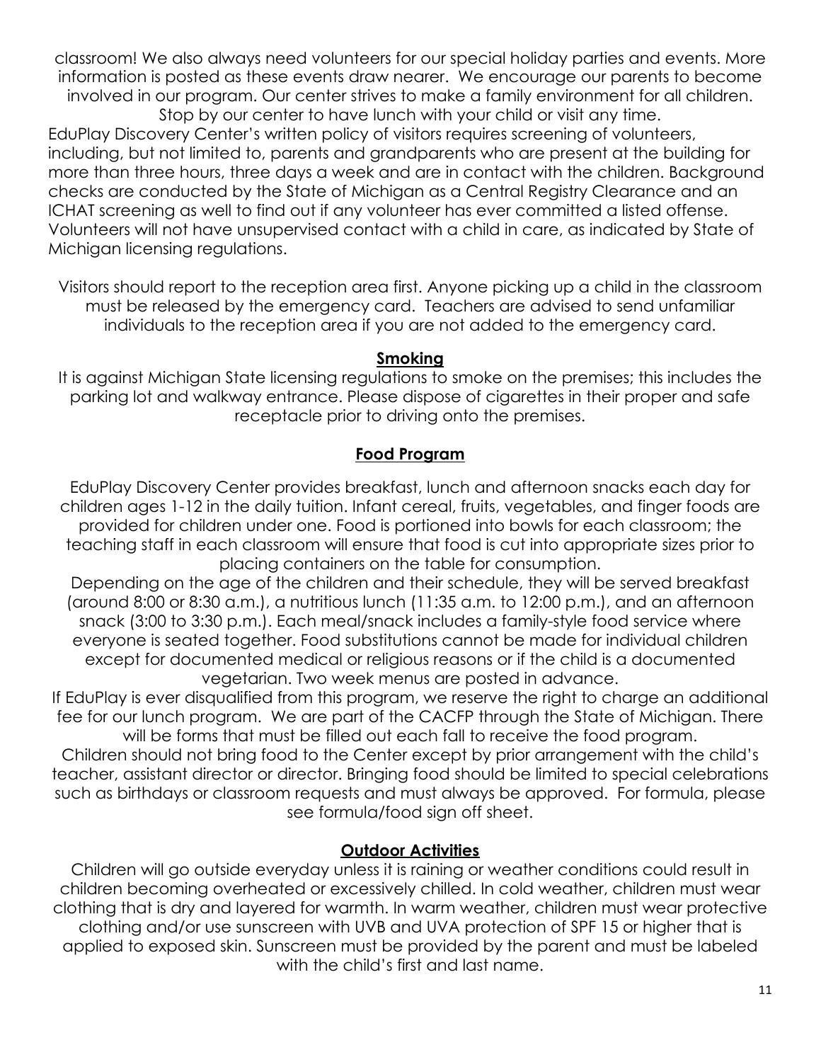classroom! We also always need volunteers for our special holiday parties and events. More information is posted as these events draw nearer. We encourage our parents to become involved in our program. Our center strives to make a family environment for all children. Stop by our center to have lunch with your child or visit any time.

EduPlay Discovery Center's written policy of visitors requires screening of volunteers, including, but not limited to, parents and grandparents who are present at the building for more than three hours, three days a week and are in contact with the children. Background checks are conducted by the State of Michigan as a Central Registry Clearance and an ICHAT screening as well to find out if any volunteer has ever committed a listed offense. Volunteers will not have unsupervised contact with a child in care, as indicated by State of Michigan licensing regulations.

Visitors should report to the reception area first. Anyone picking up a child in the classroom must be released by the emergency card. Teachers are advised to send unfamiliar individuals to the reception area if you are not added to the emergency card.

## Smoking

It is against Michigan State licensing regulations to smoke on the premises; this includes the parking lot and walkway entrance. Please dispose of cigarettes in their proper and safe receptacle prior to driving onto the premises.

## Food Program

EduPlay Discovery Center provides breakfast, lunch and afternoon snacks each day for children ages 1-12 in the daily tuition. Infant cereal, fruits, vegetables, and finger foods are provided for children under one. Food is portioned into bowls for each classroom; the teaching staff in each classroom will ensure that food is cut into appropriate sizes prior to placing containers on the table for consumption.

Depending on the age of the children and their schedule, they will be served breakfast (around 8:00 or 8:30 a.m.), a nutritious lunch (11:35 a.m. to 12:00 p.m.), and an afternoon snack (3:00 to 3:30 p.m.). Each meal/snack includes a family-style food service where everyone is seated together. Food substitutions cannot be made for individual children except for documented medical or religious reasons or if the child is a documented vegetarian. Two week menus are posted in advance.

If EduPlay is ever disqualified from this program, we reserve the right to charge an additional fee for our lunch program. We are part of the CACFP through the State of Michigan. There will be forms that must be filled out each fall to receive the food program.

Children should not bring food to the Center except by prior arrangement with the child's teacher, assistant director or director. Bringing food should be limited to special celebrations such as birthdays or classroom requests and must always be approved. For formula, please see formula/food sign off sheet.

## Outdoor Activities

Children will go outside everyday unless it is raining or weather conditions could result in children becoming overheated or excessively chilled. In cold weather, children must wear clothing that is dry and layered for warmth. In warm weather, children must wear protective clothing and/or use sunscreen with UVB and UVA protection of SPF 15 or higher that is applied to exposed skin. Sunscreen must be provided by the parent and must be labeled with the child's first and last name.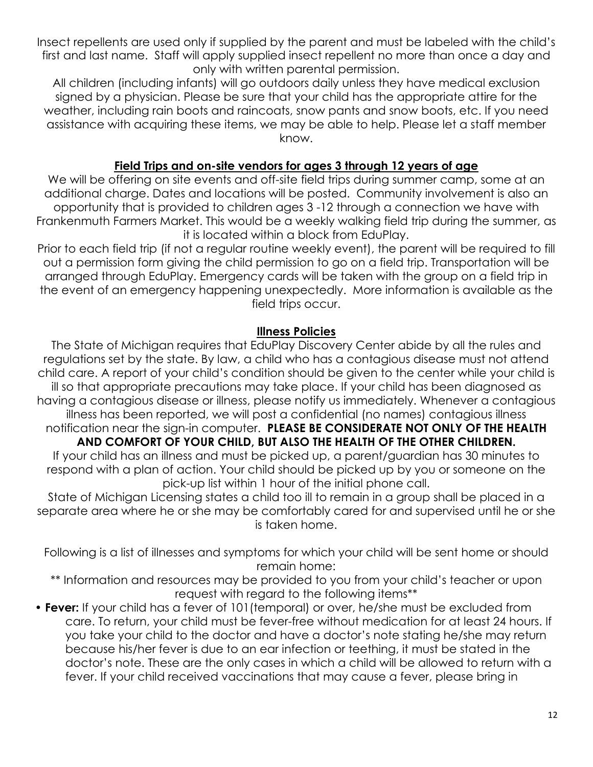Insect repellents are used only if supplied by the parent and must be labeled with the child's first and last name. Staff will apply supplied insect repellent no more than once a day and only with written parental permission.

All children (including infants) will go outdoors daily unless they have medical exclusion signed by a physician. Please be sure that your child has the appropriate attire for the weather, including rain boots and raincoats, snow pants and snow boots, etc. If you need assistance with acquiring these items, we may be able to help. Please let a staff member know.

## Field Trips and on-site vendors for ages 3 through 12 years of age

We will be offering on site events and off-site field trips during summer camp, some at an additional charge. Dates and locations will be posted. Community involvement is also an opportunity that is provided to children ages 3 -12 through a connection we have with Frankenmuth Farmers Market. This would be a weekly walking field trip during the summer, as it is located within a block from EduPlay.

Prior to each field trip (if not a regular routine weekly event), the parent will be required to fill out a permission form giving the child permission to go on a field trip. Transportation will be arranged through EduPlay. Emergency cards will be taken with the group on a field trip in the event of an emergency happening unexpectedly. More information is available as the field trips occur.

## Illness Policies

The State of Michigan requires that EduPlay Discovery Center abide by all the rules and regulations set by the state. By law, a child who has a contagious disease must not attend child care. A report of your child's condition should be given to the center while your child is ill so that appropriate precautions may take place. If your child has been diagnosed as having a contagious disease or illness, please notify us immediately. Whenever a contagious illness has been reported, we will post a confidential (no names) contagious illness notification near the sign-in computer. **PLEASE BE CONSIDERATE NOT ONLY OF THE HEALTH AND COMFORT OF YOUR CHILD, BUT ALSO THE HEALTH OF THE OTHER CHILDREN.**

If your child has an illness and must be picked up, a parent/guardian has 30 minutes to respond with a plan of action. Your child should be picked up by you or someone on the pick-up list within 1 hour of the initial phone call.

State of Michigan Licensing states a child too ill to remain in a group shall be placed in a separate area where he or she may be comfortably cared for and supervised until he or she is taken home.

Following is a list of illnesses and symptoms for which your child will be sent home or should remain home:

** Information and resources may be provided to you from your child's teacher or upon request with regard to the following items**

- **Fever:** If your child has a fever of 101(temporal) or over, he/she must be excluded from care. To return, your child must be fever-free without medication for at least 24 hours. If you take your child to the doctor and have a doctor's note stating he/she may return because his/her fever is due to an ear infection or teething, it must be stated in the doctor's note. These are the only cases in which a child will be allowed to return with a fever. If your child received vaccinations that may cause a fever, please bring in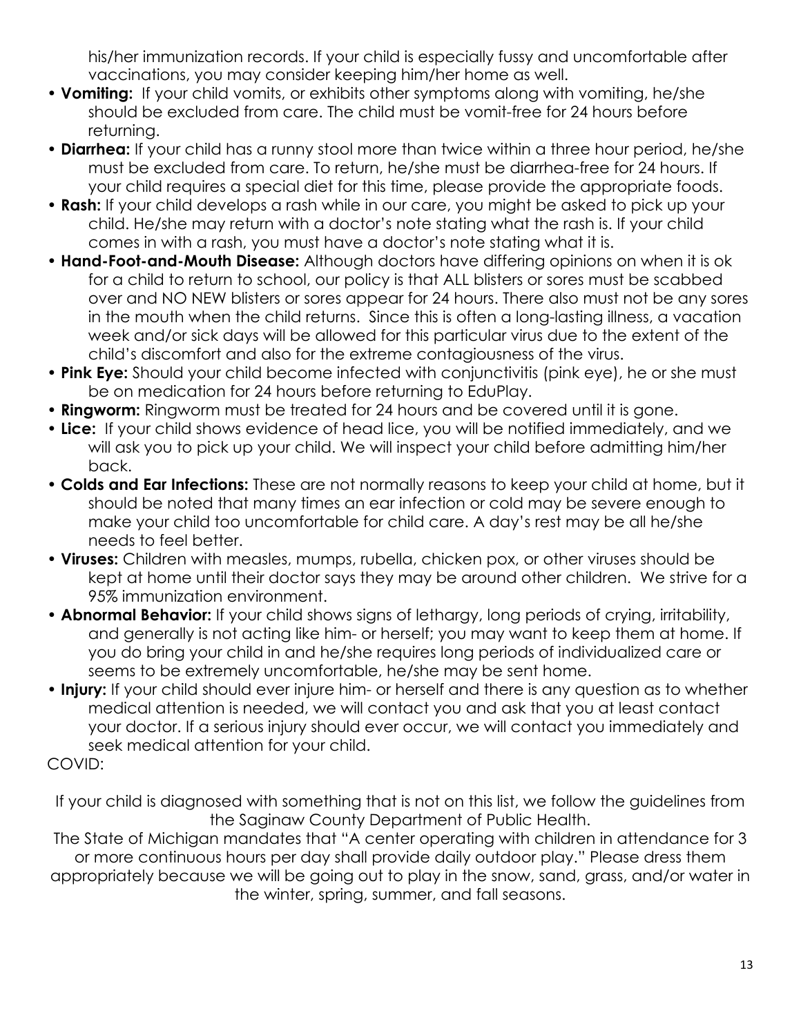his/her immunization records. If your child is especially fussy and uncomfortable after vaccinations, you may consider keeping him/her home as well.

- **Vomiting:** If your child vomits, or exhibits other symptoms along with vomiting, he/she should be excluded from care. The child must be vomit-free for 24 hours before returning.
- **Diarrhea:** If your child has a runny stool more than twice within a three hour period, he/she must be excluded from care. To return, he/she must be diarrhea-free for 24 hours. If your child requires a special diet for this time, please provide the appropriate foods.
- **Rash:** If your child develops a rash while in our care, you might be asked to pick up your child. He/she may return with a doctor's note stating what the rash is. If your child comes in with a rash, you must have a doctor's note stating what it is.
- **Hand-Foot-and-Mouth Disease:** Although doctors have differing opinions on when it is ok for a child to return to school, our policy is that ALL blisters or sores must be scabbed over and NO NEW blisters or sores appear for 24 hours. There also must not be any sores in the mouth when the child returns. Since this is often a long-lasting illness, a vacation week and/or sick days will be allowed for this particular virus due to the extent of the child's discomfort and also for the extreme contagiousness of the virus.
- **Pink Eye:** Should your child become infected with conjunctivitis (pink eye), he or she must be on medication for 24 hours before returning to EduPlay.
- **Ringworm:** Ringworm must be treated for 24 hours and be covered until it is gone.
- **Lice:** If your child shows evidence of head lice, you will be notified immediately, and we will ask you to pick up your child. We will inspect your child before admitting him/her back.
- **Colds and Ear Infections:** These are not normally reasons to keep your child at home, but it should be noted that many times an ear infection or cold may be severe enough to make your child too uncomfortable for child care. A day's rest may be all he/she needs to feel better.
- **Viruses:** Children with measles, mumps, rubella, chicken pox, or other viruses should be kept at home until their doctor says they may be around other children. We strive for a 95% immunization environment.
- **Abnormal Behavior:** If your child shows signs of lethargy, long periods of crying, irritability, and generally is not acting like him- or herself; you may want to keep them at home. If you do bring your child in and he/she requires long periods of individualized care or seems to be extremely uncomfortable, he/she may be sent home.
- **Injury:** If your child should ever injure him- or herself and there is any question as to whether medical attention is needed, we will contact you and ask that you at least contact your doctor. If a serious injury should ever occur, we will contact you immediately and seek medical attention for your child.

COVID:

If your child is diagnosed with something that is not on this list, we follow the guidelines from the Saginaw County Department of Public Health.

The State of Michigan mandates that "A center operating with children in attendance for 3 or more continuous hours per day shall provide daily outdoor play." Please dress them appropriately because we will be going out to play in the snow, sand, grass, and/or water in the winter, spring, summer, and fall seasons.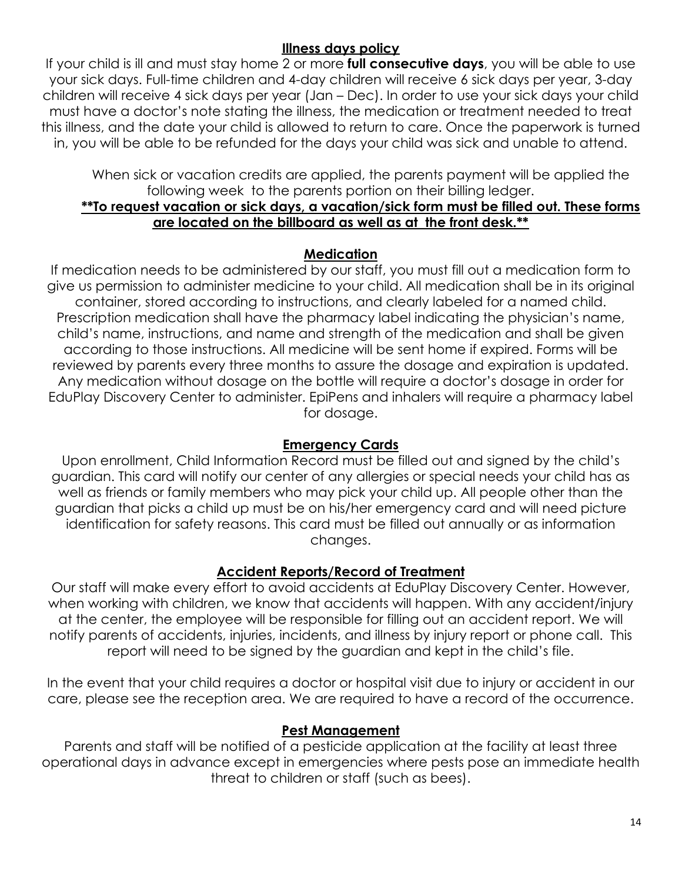## Illness days policy

If your child is ill and must stay home 2 or more **full consecutive days**, you will be able to use your sick days. Full-time children and 4-day children will receive 6 sick days per year, 3-day children will receive 4 sick days per year (Jan – Dec). In order to use your sick days your child must have a doctor's note stating the illness, the medication or treatment needed to treat this illness, and the date your child is allowed to return to care. Once the paperwork is turned in, you will be able to be refunded for the days your child was sick and unable to attend.

When sick or vacation credits are applied, the parents payment will be applied the following week to the parents portion on their billing ledger.

**<u>**To request vacation or sick days, a vacation/sick form must be filled out. These forms are located on the billboard as well as at the front desk.**</u>**

## Medication

If medication needs to be administered by our staff, you must fill out a medication form to give us permission to administer medicine to your child. All medication shall be in its original container, stored according to instructions, and clearly labeled for a named child. Prescription medication shall have the pharmacy label indicating the physician's name, child's name, instructions, and name and strength of the medication and shall be given according to those instructions. All medicine will be sent home if expired. Forms will be reviewed by parents every three months to assure the dosage and expiration is updated. Any medication without dosage on the bottle will require a doctor's dosage in order for EduPlay Discovery Center to administer. EpiPens and inhalers will require a pharmacy label for dosage.

## Emergency Cards

Upon enrollment, Child Information Record must be filled out and signed by the child's guardian. This card will notify our center of any allergies or special needs your child has as well as friends or family members who may pick your child up. All people other than the guardian that picks a child up must be on his/her emergency card and will need picture identification for safety reasons. This card must be filled out annually or as information changes.

## Accident Reports/Record of Treatment

Our staff will make every effort to avoid accidents at EduPlay Discovery Center. However, when working with children, we know that accidents will happen. With any accident/injury at the center, the employee will be responsible for filling out an accident report. We will notify parents of accidents, injuries, incidents, and illness by injury report or phone call. This report will need to be signed by the guardian and kept in the child's file.

In the event that your child requires a doctor or hospital visit due to injury or accident in our care, please see the reception area. We are required to have a record of the occurrence.

## Pest Management

Parents and staff will be notified of a pesticide application at the facility at least three operational days in advance except in emergencies where pests pose an immediate health threat to children or staff (such as bees).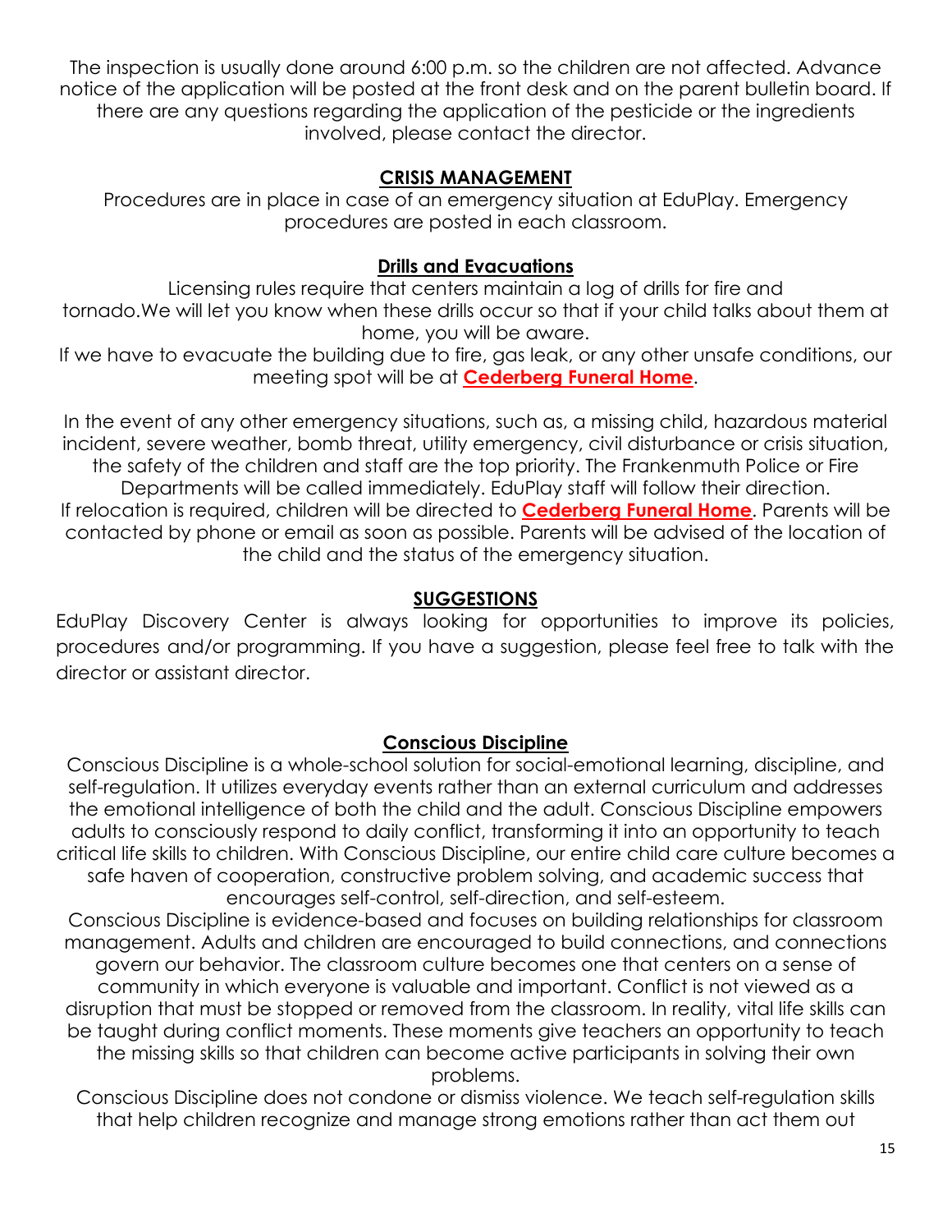The inspection is usually done around 6:00 p.m. so the children are not affected. Advance notice of the application will be posted at the front desk and on the parent bulletin board. If there are any questions regarding the application of the pesticide or the ingredients involved, please contact the director.

## CRISIS MANAGEMENT

Procedures are in place in case of an emergency situation at EduPlay. Emergency procedures are posted in each classroom.

### Drills and Evacuations

Licensing rules require that centers maintain a log of drills for fire and tornado.We will let you know when these drills occur so that if your child talks about them at home, you will be aware.

If we have to evacuate the building due to fire, gas leak, or any other unsafe conditions, our meeting spot will be at **Cederberg Funeral Home**.

In the event of any other emergency situations, such as, a missing child, hazardous material incident, severe weather, bomb threat, utility emergency, civil disturbance or crisis situation, the safety of the children and staff are the top priority. The Frankenmuth Police or Fire Departments will be called immediately. EduPlay staff will follow their direction.

If relocation is required, children will be directed to **Cederberg Funeral Home**. Parents will be contacted by phone or email as soon as possible. Parents will be advised of the location of the child and the status of the emergency situation.

## SUGGESTIONS

EduPlay Discovery Center is always looking for opportunities to improve its policies, procedures and/or programming. If you have a suggestion, please feel free to talk with the director or assistant director.

## Conscious Discipline

Conscious Discipline is a whole-school solution for social-emotional learning, discipline, and self-regulation. It utilizes everyday events rather than an external curriculum and addresses the emotional intelligence of both the child and the adult. Conscious Discipline empowers adults to consciously respond to daily conflict, transforming it into an opportunity to teach critical life skills to children. With Conscious Discipline, our entire child care culture becomes a safe haven of cooperation, constructive problem solving, and academic success that encourages self-control, self-direction, and self-esteem.

Conscious Discipline is evidence-based and focuses on building relationships for classroom management. Adults and children are encouraged to build connections, and connections govern our behavior. The classroom culture becomes one that centers on a sense of community in which everyone is valuable and important. Conflict is not viewed as a disruption that must be stopped or removed from the classroom. In reality, vital life skills can be taught during conflict moments. These moments give teachers an opportunity to teach the missing skills so that children can become active participants in solving their own problems.

Conscious Discipline does not condone or dismiss violence. We teach self-regulation skills that help children recognize and manage strong emotions rather than act them out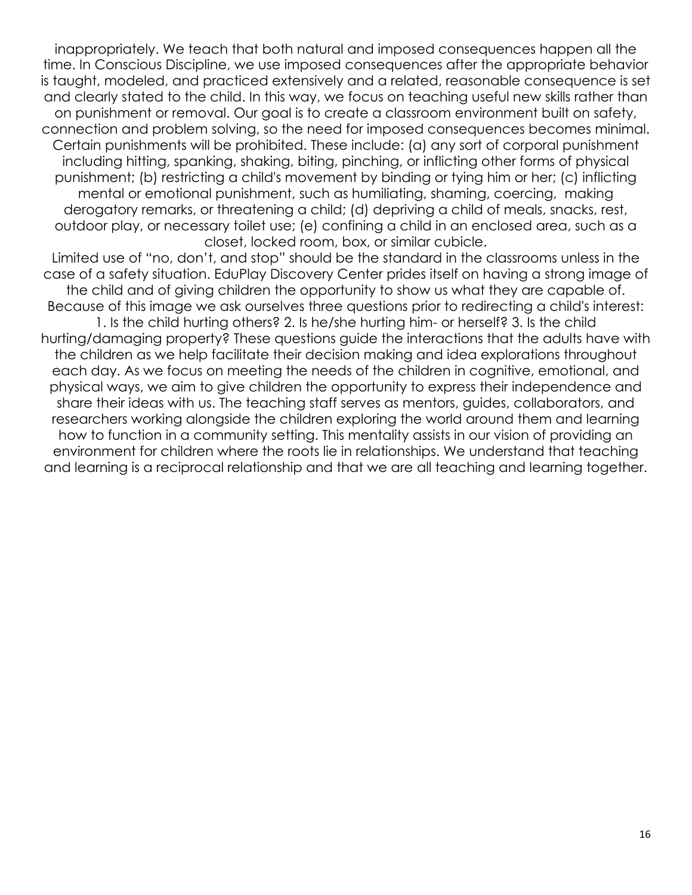inappropriately. We teach that both natural and imposed consequences happen all the time. In Conscious Discipline, we use imposed consequences after the appropriate behavior is taught, modeled, and practiced extensively and a related, reasonable consequence is set and clearly stated to the child. In this way, we focus on teaching useful new skills rather than on punishment or removal. Our goal is to create a classroom environment built on safety, connection and problem solving, so the need for imposed consequences becomes minimal. Certain punishments will be prohibited. These include: (a) any sort of corporal punishment including hitting, spanking, shaking, biting, pinching, or inflicting other forms of physical punishment; (b) restricting a child's movement by binding or tying him or her; (c) inflicting mental or emotional punishment, such as humiliating, shaming, coercing, making derogatory remarks, or threatening a child; (d) depriving a child of meals, snacks, rest, outdoor play, or necessary toilet use; (e) confining a child in an enclosed area, such as a closet, locked room, box, or similar cubicle.

Limited use of "no, don't, and stop" should be the standard in the classrooms unless in the case of a safety situation. EduPlay Discovery Center prides itself on having a strong image of the child and of giving children the opportunity to show us what they are capable of. Because of this image we ask ourselves three questions prior to redirecting a child's interest: 1. Is the child hurting others? 2. Is he/she hurting him- or herself? 3. Is the child hurting/damaging property? These questions guide the interactions that the adults have with the children as we help facilitate their decision making and idea explorations throughout each day. As we focus on meeting the needs of the children in cognitive, emotional, and physical ways, we aim to give children the opportunity to express their independence and share their ideas with us. The teaching staff serves as mentors, guides, collaborators, and researchers working alongside the children exploring the world around them and learning how to function in a community setting. This mentality assists in our vision of providing an environment for children where the roots lie in relationships. We understand that teaching and learning is a reciprocal relationship and that we are all teaching and learning together.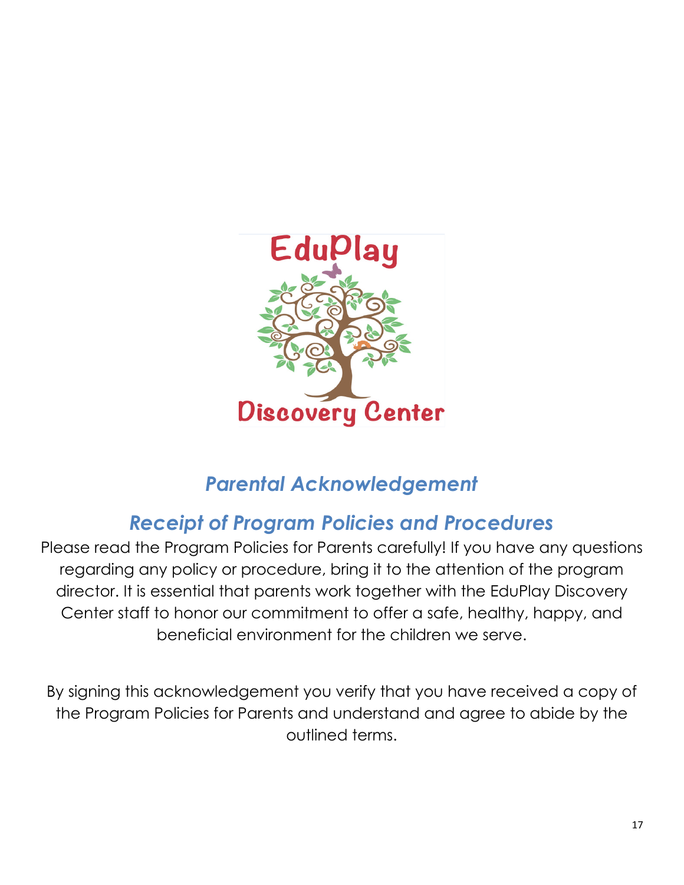EduPlay

Discovery Center

## *Parental Acknowledgement*

## *Receipt of Program Policies and Procedures*

Please read the Program Policies for Parents carefully! If you have any questions regarding any policy or procedure, bring it to the attention of the program director. It is essential that parents work together with the EduPlay Discovery Center staff to honor our commitment to offer a safe, healthy, happy, and beneficial environment for the children we serve.

By signing this acknowledgement you verify that you have received a copy of the Program Policies for Parents and understand and agree to abide by the outlined terms.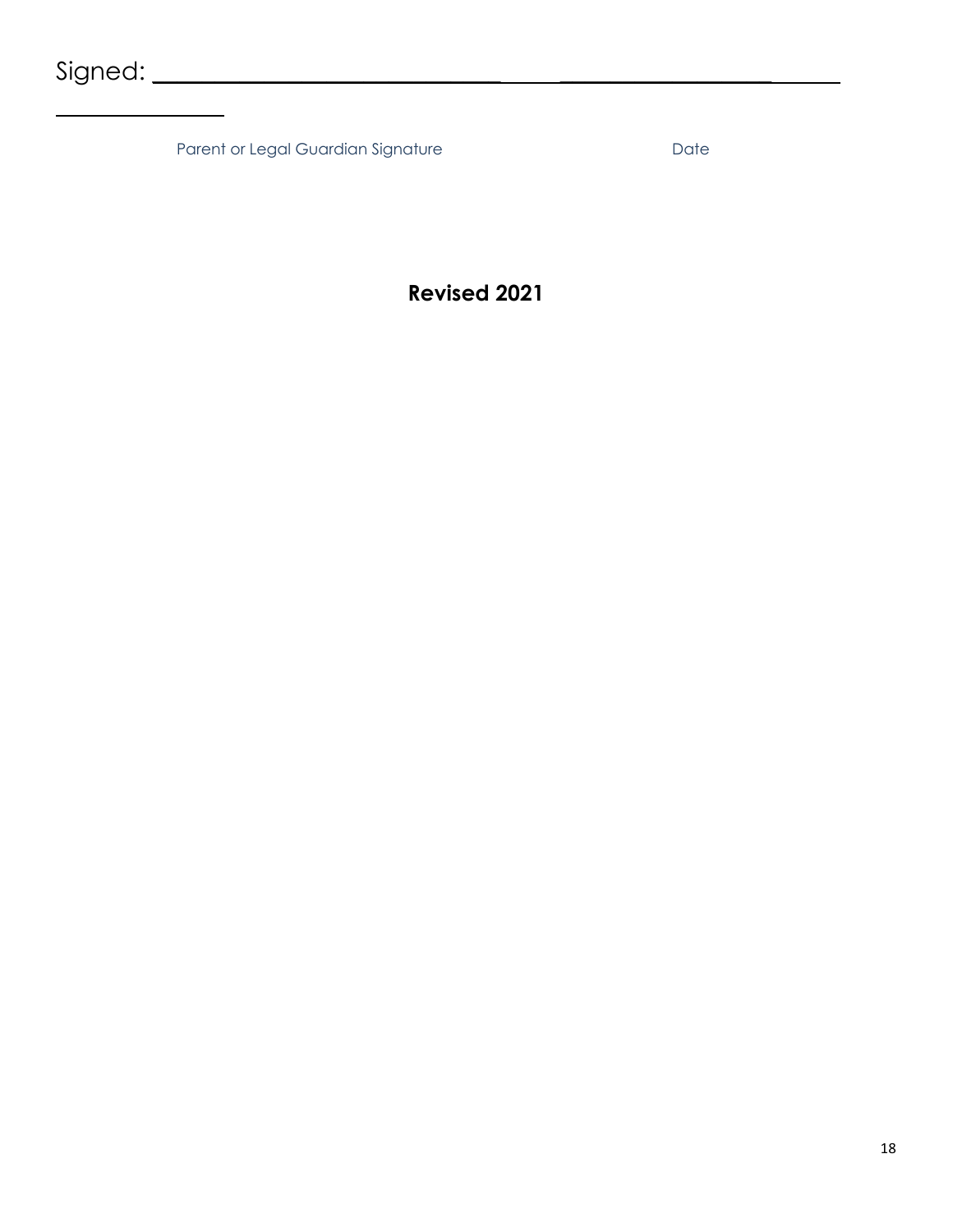Signed: ______________________________ ____ __________________ ______

______________

Parent or Legal Guardian Signature Date

**Revised 2021**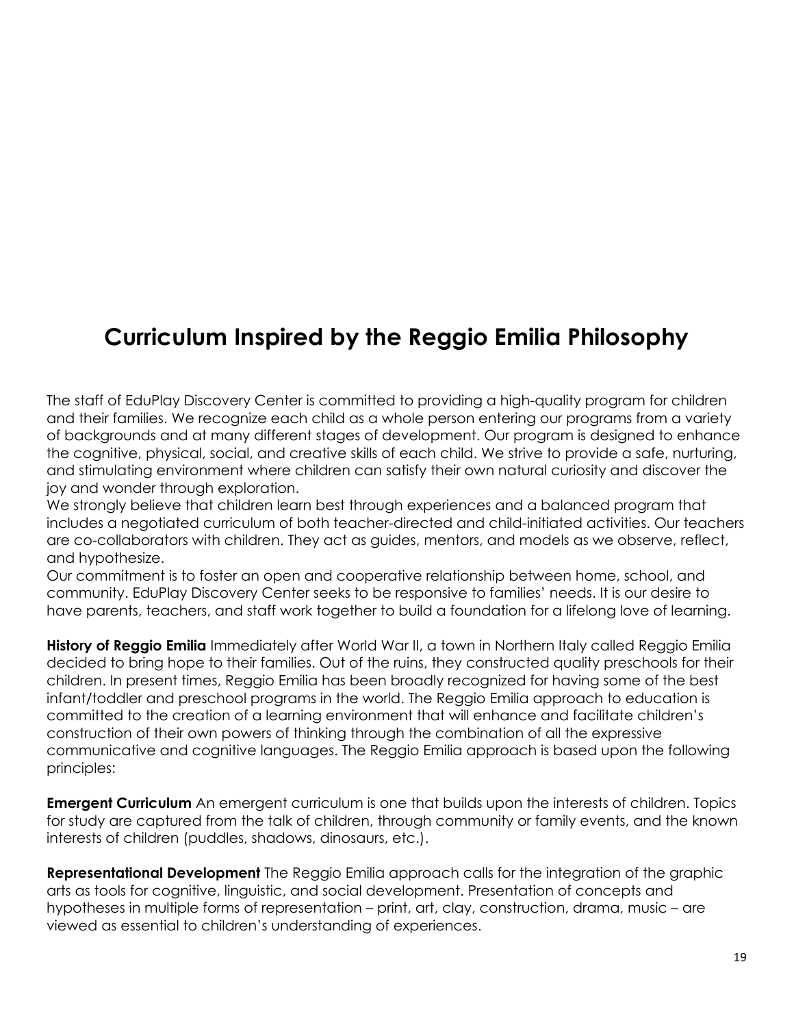# Curriculum Inspired by the Reggio Emilia Philosophy

The staff of EduPlay Discovery Center is committed to providing a high-quality program for children and their families. We recognize each child as a whole person entering our programs from a variety of backgrounds and at many different stages of development. Our program is designed to enhance the cognitive, physical, social, and creative skills of each child. We strive to provide a safe, nurturing, and stimulating environment where children can satisfy their own natural curiosity and discover the joy and wonder through exploration.

We strongly believe that children learn best through experiences and a balanced program that includes a negotiated curriculum of both teacher-directed and child-initiated activities. Our teachers are co-collaborators with children. They act as guides, mentors, and models as we observe, reflect, and hypothesize.

Our commitment is to foster an open and cooperative relationship between home, school, and community. EduPlay Discovery Center seeks to be responsive to families' needs. It is our desire to have parents, teachers, and staff work together to build a foundation for a lifelong love of learning.

**History of Reggio Emilia** Immediately after World War II, a town in Northern Italy called Reggio Emilia decided to bring hope to their families. Out of the ruins, they constructed quality preschools for their children. In present times, Reggio Emilia has been broadly recognized for having some of the best infant/toddler and preschool programs in the world. The Reggio Emilia approach to education is committed to the creation of a learning environment that will enhance and facilitate children's construction of their own powers of thinking through the combination of all the expressive communicative and cognitive languages. The Reggio Emilia approach is based upon the following principles:

**Emergent Curriculum** An emergent curriculum is one that builds upon the interests of children. Topics for study are captured from the talk of children, through community or family events, and the known interests of children (puddles, shadows, dinosaurs, etc.).

**Representational Development** The Reggio Emilia approach calls for the integration of the graphic arts as tools for cognitive, linguistic, and social development. Presentation of concepts and hypotheses in multiple forms of representation – print, art, clay, construction, drama, music – are viewed as essential to children's understanding of experiences.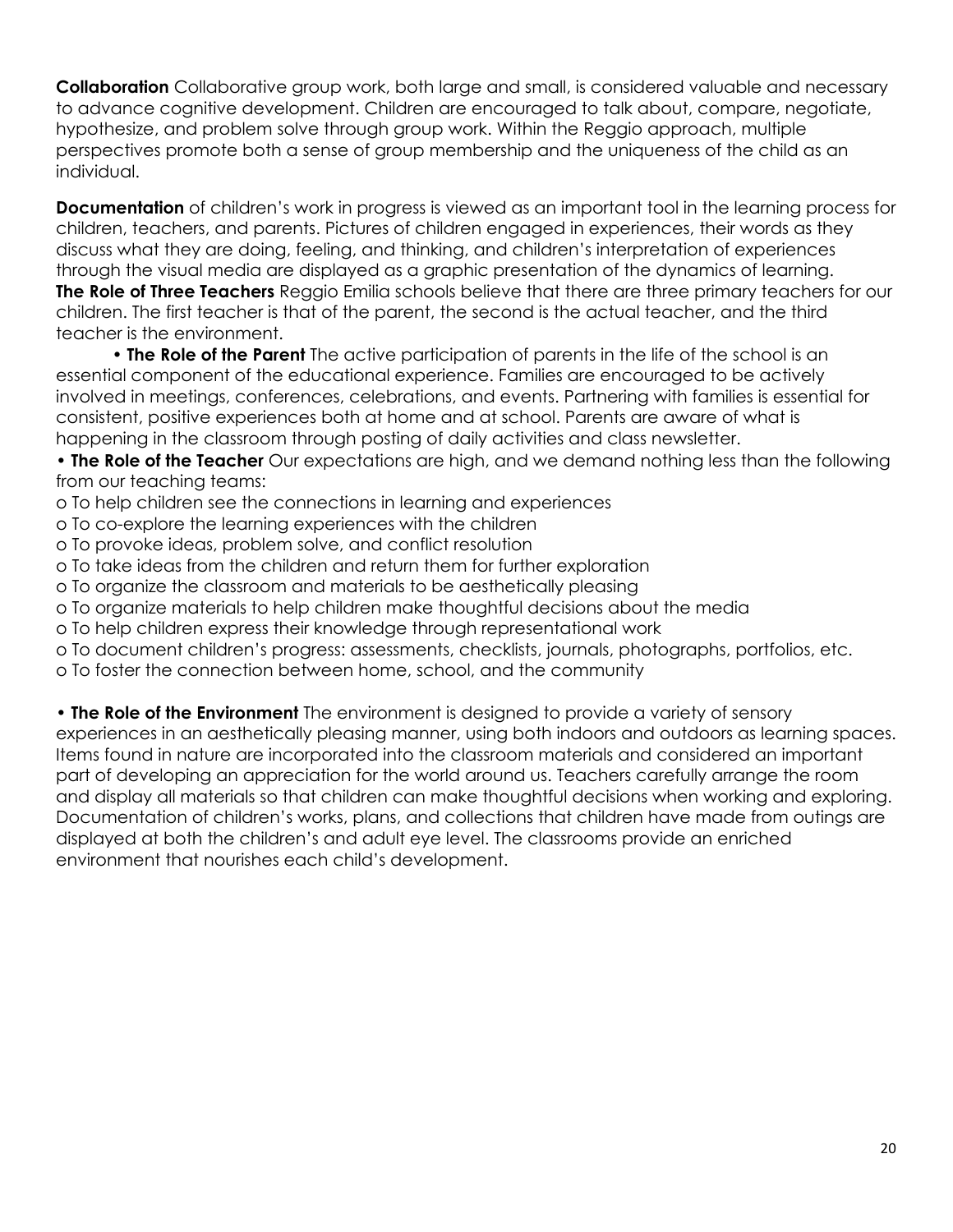**Collaboration** Collaborative group work, both large and small, is considered valuable and necessary to advance cognitive development. Children are encouraged to talk about, compare, negotiate, hypothesize, and problem solve through group work. Within the Reggio approach, multiple perspectives promote both a sense of group membership and the uniqueness of the child as an individual.

**Documentation** of children's work in progress is viewed as an important tool in the learning process for children, teachers, and parents. Pictures of children engaged in experiences, their words as they discuss what they are doing, feeling, and thinking, and children's interpretation of experiences through the visual media are displayed as a graphic presentation of the dynamics of learning.

**The Role of Three Teachers** Reggio Emilia schools believe that there are three primary teachers for our children. The first teacher is that of the parent, the second is the actual teacher, and the third teacher is the environment.

- **The Role of the Parent** The active participation of parents in the life of the school is an essential component of the educational experience. Families are encouraged to be actively involved in meetings, conferences, celebrations, and events. Partnering with families is essential for consistent, positive experiences both at home and at school. Parents are aware of what is happening in the classroom through posting of daily activities and class newsletter.

- **The Role of the Teacher** Our expectations are high, and we demand nothing less than the following from our teaching teams:
  - To help children see the connections in learning and experiences
  - To co-explore the learning experiences with the children
  - To provoke ideas, problem solve, and conflict resolution
  - To take ideas from the children and return them for further exploration
  - To organize the classroom and materials to be aesthetically pleasing
  - To organize materials to help children make thoughtful decisions about the media
  - To help children express their knowledge through representational work
  - To document children's progress: assessments, checklists, journals, photographs, portfolios, etc.
  - To foster the connection between home, school, and the community

- **The Role of the Environment** The environment is designed to provide a variety of sensory experiences in an aesthetically pleasing manner, using both indoors and outdoors as learning spaces. Items found in nature are incorporated into the classroom materials and considered an important part of developing an appreciation for the world around us. Teachers carefully arrange the room and display all materials so that children can make thoughtful decisions when working and exploring. Documentation of children's works, plans, and collections that children have made from outings are displayed at both the children's and adult eye level. The classrooms provide an enriched environment that nourishes each child's development.